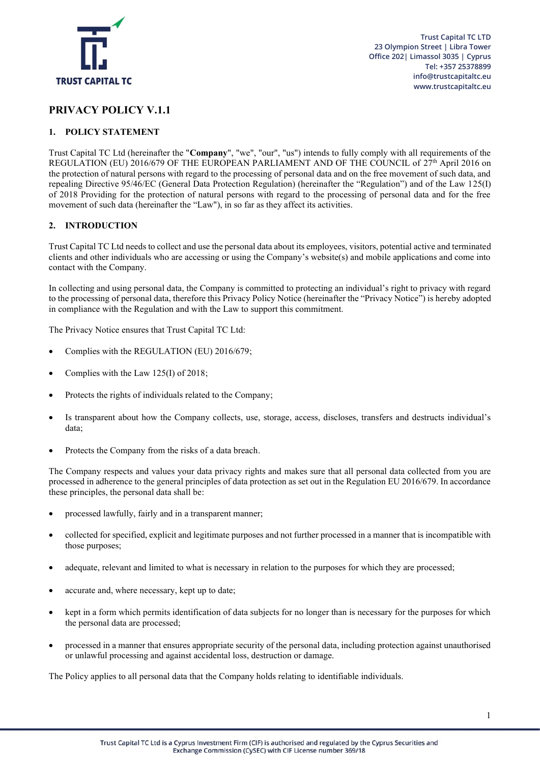Trust Capital TC LTD
23 Olympion Street | Libra Tower
Office 202| Limassol 3035 | Cyprus
Tel: +357 25378899
info@trustcapitaltc.eu
www.trustcapitaltc.eu

# PRIVACY POLICY V.1.1

## 1. POLICY STATEMENT

Trust Capital TC Ltd (hereinafter the "**Company**", "we", "our", "us") intends to fully comply with all requirements of the REGULATION (EU) 2016/679 OF THE EUROPEAN PARLIAMENT AND OF THE COUNCIL of 27th April 2016 on the protection of natural persons with regard to the processing of personal data and on the free movement of such data, and repealing Directive 95/46/EC (General Data Protection Regulation) (hereinafter the "Regulation") and of the Law 125(I) of 2018 Providing for the protection of natural persons with regard to the processing of personal data and for the free movement of such data (hereinafter the "Law"), in so far as they affect its activities.

## 2. INTRODUCTION

Trust Capital TC Ltd needs to collect and use the personal data about its employees, visitors, potential active and terminated clients and other individuals who are accessing or using the Company's website(s) and mobile applications and come into contact with the Company.

In collecting and using personal data, the Company is committed to protecting an individual's right to privacy with regard to the processing of personal data, therefore this Privacy Policy Notice (hereinafter the "Privacy Notice") is hereby adopted in compliance with the Regulation and with the Law to support this commitment.

The Privacy Notice ensures that Trust Capital TC Ltd:

- Complies with the REGULATION (EU) 2016/679;
- Complies with the Law 125(I) of 2018;
- Protects the rights of individuals related to the Company;
- Is transparent about how the Company collects, use, storage, access, discloses, transfers and destructs individual's data;
- Protects the Company from the risks of a data breach.

The Company respects and values your data privacy rights and makes sure that all personal data collected from you are processed in adherence to the general principles of data protection as set out in the Regulation EU 2016/679. In accordance these principles, the personal data shall be:

- processed lawfully, fairly and in a transparent manner;
- collected for specified, explicit and legitimate purposes and not further processed in a manner that is incompatible with those purposes;
- adequate, relevant and limited to what is necessary in relation to the purposes for which they are processed;
- accurate and, where necessary, kept up to date;
- kept in a form which permits identification of data subjects for no longer than is necessary for the purposes for which the personal data are processed;
- processed in a manner that ensures appropriate security of the personal data, including protection against unauthorised or unlawful processing and against accidental loss, destruction or damage.

The Policy applies to all personal data that the Company holds relating to identifiable individuals.

Trust Capital TC Ltd is a Cyprus Investment Firm (CIF) is authorised and regulated by the Cyprus Securities and Exchange Commission (CySEC) with CIF License number 369/18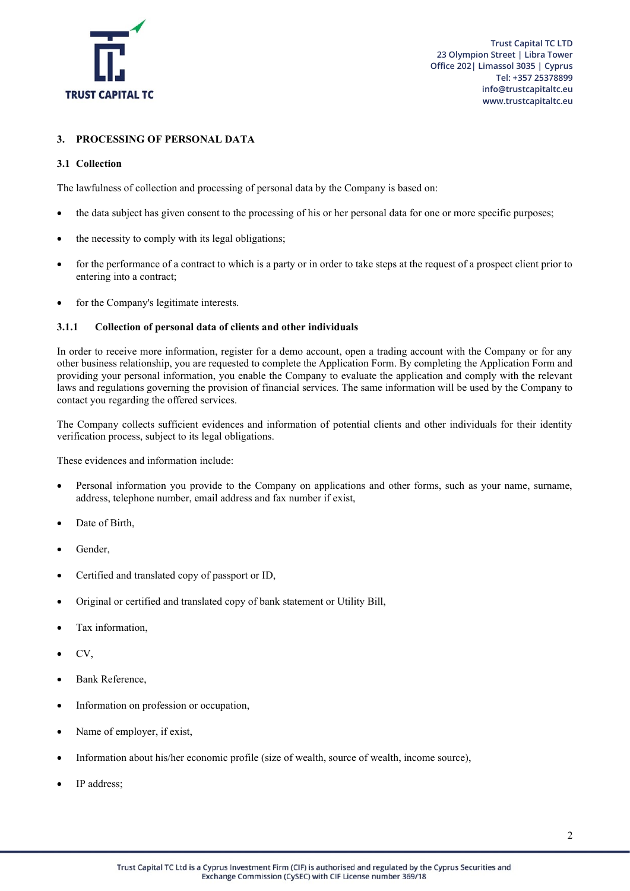## 3. PROCESSING OF PERSONAL DATA

### 3.1 Collection

The lawfulness of collection and processing of personal data by the Company is based on:

- the data subject has given consent to the processing of his or her personal data for one or more specific purposes;
- the necessity to comply with its legal obligations;
- for the performance of a contract to which is a party or in order to take steps at the request of a prospect client prior to entering into a contract;
- for the Company's legitimate interests.

#### 3.1.1 Collection of personal data of clients and other individuals

In order to receive more information, register for a demo account, open a trading account with the Company or for any other business relationship, you are requested to complete the Application Form. By completing the Application Form and providing your personal information, you enable the Company to evaluate the application and comply with the relevant laws and regulations governing the provision of financial services. The same information will be used by the Company to contact you regarding the offered services.

The Company collects sufficient evidences and information of potential clients and other individuals for their identity verification process, subject to its legal obligations.

These evidences and information include:

- Personal information you provide to the Company on applications and other forms, such as your name, surname, address, telephone number, email address and fax number if exist,
- Date of Birth,
- Gender,
- Certified and translated copy of passport or ID,
- Original or certified and translated copy of bank statement or Utility Bill,
- Tax information,
- CV,
- Bank Reference,
- Information on profession or occupation,
- Name of employer, if exist,
- Information about his/her economic profile (size of wealth, source of wealth, income source),
- IP address;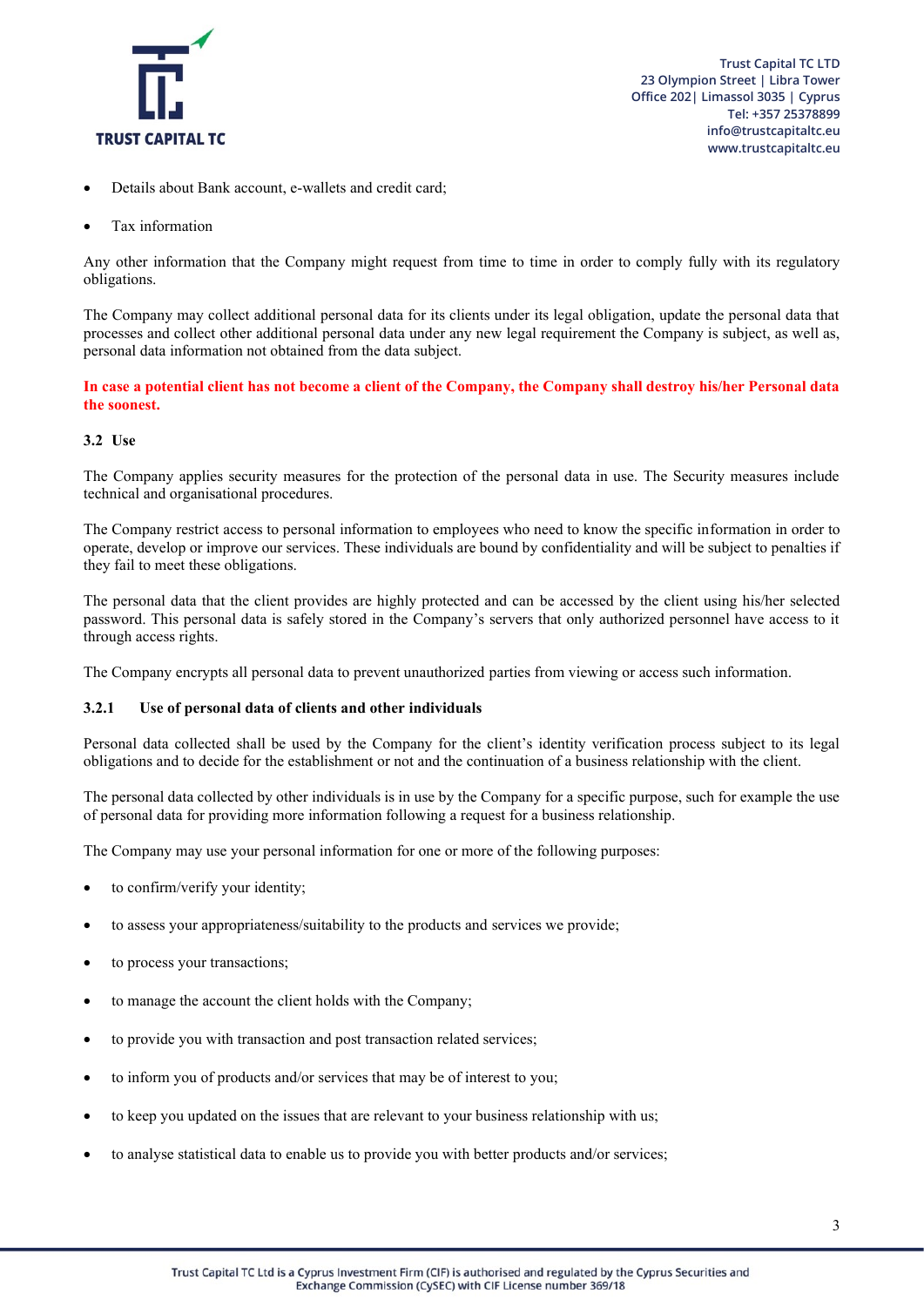- Details about Bank account, e-wallets and credit card;
- Tax information

Any other information that the Company might request from time to time in order to comply fully with its regulatory obligations.

The Company may collect additional personal data for its clients under its legal obligation, update the personal data that processes and collect other additional personal data under any new legal requirement the Company is subject, as well as, personal data information not obtained from the data subject.

**In case a potential client has not become a client of the Company, the Company shall destroy his/her Personal data the soonest.**

### 3.2 Use

The Company applies security measures for the protection of the personal data in use. The Security measures include technical and organisational procedures.

The Company restrict access to personal information to employees who need to know the specific information in order to operate, develop or improve our services. These individuals are bound by confidentiality and will be subject to penalties if they fail to meet these obligations.

The personal data that the client provides are highly protected and can be accessed by the client using his/her selected password. This personal data is safely stored in the Company's servers that only authorized personnel have access to it through access rights.

The Company encrypts all personal data to prevent unauthorized parties from viewing or access such information.

#### 3.2.1 Use of personal data of clients and other individuals

Personal data collected shall be used by the Company for the client's identity verification process subject to its legal obligations and to decide for the establishment or not and the continuation of a business relationship with the client.

The personal data collected by other individuals is in use by the Company for a specific purpose, such for example the use of personal data for providing more information following a request for a business relationship.

The Company may use your personal information for one or more of the following purposes:

- to confirm/verify your identity;
- to assess your appropriateness/suitability to the products and services we provide;
- to process your transactions;
- to manage the account the client holds with the Company;
- to provide you with transaction and post transaction related services;
- to inform you of products and/or services that may be of interest to you;
- to keep you updated on the issues that are relevant to your business relationship with us;
- to analyse statistical data to enable us to provide you with better products and/or services;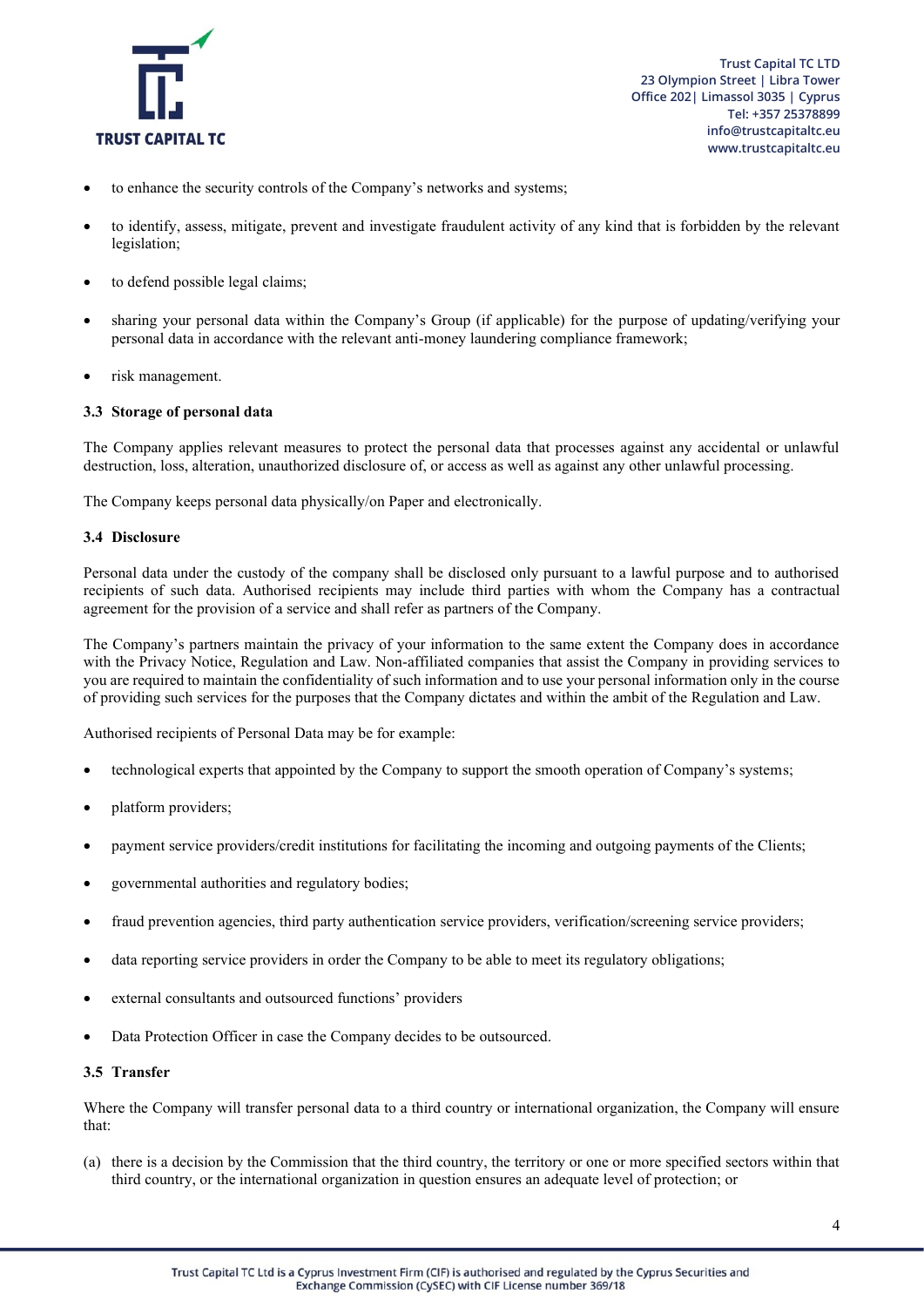- to enhance the security controls of the Company's networks and systems;
- to identify, assess, mitigate, prevent and investigate fraudulent activity of any kind that is forbidden by the relevant legislation;
- to defend possible legal claims;
- sharing your personal data within the Company's Group (if applicable) for the purpose of updating/verifying your personal data in accordance with the relevant anti-money laundering compliance framework;
- risk management.

### 3.3 Storage of personal data

The Company applies relevant measures to protect the personal data that processes against any accidental or unlawful destruction, loss, alteration, unauthorized disclosure of, or access as well as against any other unlawful processing.

The Company keeps personal data physically/on Paper and electronically.

### 3.4 Disclosure

Personal data under the custody of the company shall be disclosed only pursuant to a lawful purpose and to authorised recipients of such data. Authorised recipients may include third parties with whom the Company has a contractual agreement for the provision of a service and shall refer as partners of the Company.

The Company's partners maintain the privacy of your information to the same extent the Company does in accordance with the Privacy Notice, Regulation and Law. Non-affiliated companies that assist the Company in providing services to you are required to maintain the confidentiality of such information and to use your personal information only in the course of providing such services for the purposes that the Company dictates and within the ambit of the Regulation and Law.

Authorised recipients of Personal Data may be for example:

- technological experts that appointed by the Company to support the smooth operation of Company's systems;
- platform providers;
- payment service providers/credit institutions for facilitating the incoming and outgoing payments of the Clients;
- governmental authorities and regulatory bodies;
- fraud prevention agencies, third party authentication service providers, verification/screening service providers;
- data reporting service providers in order the Company to be able to meet its regulatory obligations;
- external consultants and outsourced functions' providers
- Data Protection Officer in case the Company decides to be outsourced.

### 3.5 Transfer

Where the Company will transfer personal data to a third country or international organization, the Company will ensure that:

(a) there is a decision by the Commission that the third country, the territory or one or more specified sectors within that third country, or the international organization in question ensures an adequate level of protection; or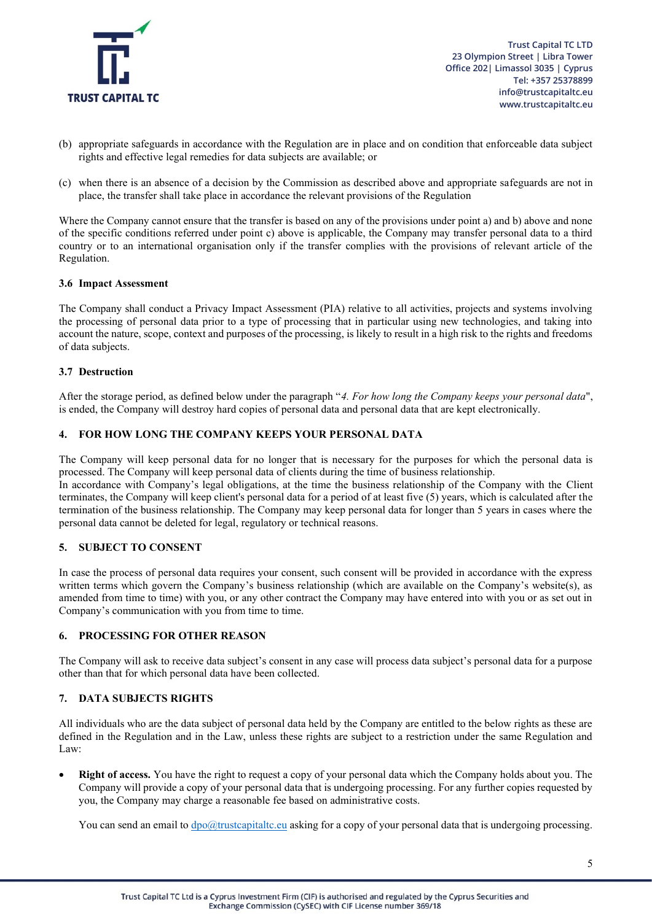(b) appropriate safeguards in accordance with the Regulation are in place and on condition that enforceable data subject rights and effective legal remedies for data subjects are available; or

(c) when there is an absence of a decision by the Commission as described above and appropriate safeguards are not in place, the transfer shall take place in accordance the relevant provisions of the Regulation

Where the Company cannot ensure that the transfer is based on any of the provisions under point a) and b) above and none of the specific conditions referred under point c) above is applicable, the Company may transfer personal data to a third country or to an international organisation only if the transfer complies with the provisions of relevant article of the Regulation.

### 3.6 Impact Assessment

The Company shall conduct a Privacy Impact Assessment (PIA) relative to all activities, projects and systems involving the processing of personal data prior to a type of processing that in particular using new technologies, and taking into account the nature, scope, context and purposes of the processing, is likely to result in a high risk to the rights and freedoms of data subjects.

### 3.7 Destruction

After the storage period, as defined below under the paragraph "*4. For how long the Company keeps your personal data*", is ended, the Company will destroy hard copies of personal data and personal data that are kept electronically.

## 4. FOR HOW LONG THE COMPANY KEEPS YOUR PERSONAL DATA

The Company will keep personal data for no longer that is necessary for the purposes for which the personal data is processed. The Company will keep personal data of clients during the time of business relationship.
In accordance with Company's legal obligations, at the time the business relationship of the Company with the Client terminates, the Company will keep client's personal data for a period of at least five (5) years, which is calculated after the termination of the business relationship. The Company may keep personal data for longer than 5 years in cases where the personal data cannot be deleted for legal, regulatory or technical reasons.

## 5. SUBJECT TO CONSENT

In case the process of personal data requires your consent, such consent will be provided in accordance with the express written terms which govern the Company's business relationship (which are available on the Company's website(s), as amended from time to time) with you, or any other contract the Company may have entered into with you or as set out in Company's communication with you from time to time.

## 6. PROCESSING FOR OTHER REASON

The Company will ask to receive data subject's consent in any case will process data subject's personal data for a purpose other than that for which personal data have been collected.

## 7. DATA SUBJECTS RIGHTS

All individuals who are the data subject of personal data held by the Company are entitled to the below rights as these are defined in the Regulation and in the Law, unless these rights are subject to a restriction under the same Regulation and Law:

- **Right of access.** You have the right to request a copy of your personal data which the Company holds about you. The Company will provide a copy of your personal data that is undergoing processing. For any further copies requested by you, the Company may charge a reasonable fee based on administrative costs.

  You can send an email to [dpo@trustcapitaltc.eu](mailto:dpo@trustcapitaltc.eu) asking for a copy of your personal data that is undergoing processing.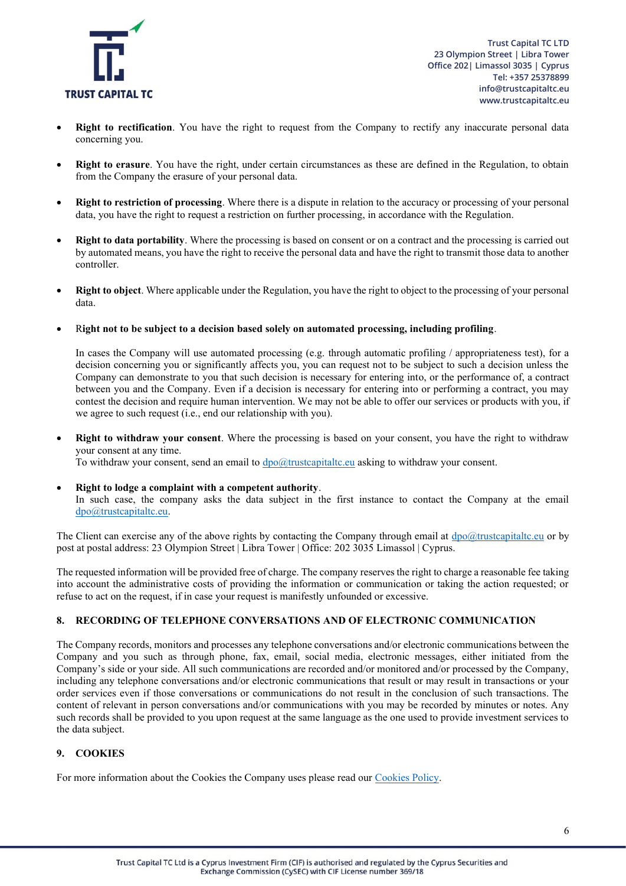- **Right to rectification**. You have the right to request from the Company to rectify any inaccurate personal data concerning you.

- **Right to erasure**. You have the right, under certain circumstances as these are defined in the Regulation, to obtain from the Company the erasure of your personal data.

- **Right to restriction of processing**. Where there is a dispute in relation to the accuracy or processing of your personal data, you have the right to request a restriction on further processing, in accordance with the Regulation.

- **Right to data portability**. Where the processing is based on consent or on a contract and the processing is carried out by automated means, you have the right to receive the personal data and have the right to transmit those data to another controller.

- **Right to object**. Where applicable under the Regulation, you have the right to object to the processing of your personal data.

- **Right not to be subject to a decision based solely on automated processing, including profiling**.

  In cases the Company will use automated processing (e.g. through automatic profiling / appropriateness test), for a decision concerning you or significantly affects you, you can request not to be subject to such a decision unless the Company can demonstrate to you that such decision is necessary for entering into, or the performance of, a contract between you and the Company. Even if a decision is necessary for entering into or performing a contract, you may contest the decision and require human intervention. We may not be able to offer our services or products with you, if we agree to such request (i.e., end our relationship with you).

- **Right to withdraw your consent**. Where the processing is based on your consent, you have the right to withdraw your consent at any time.
  To withdraw your consent, send an email to dpo@trustcapitaltc.eu asking to withdraw your consent.

- **Right to lodge a complaint with a competent authority**.
  In such case, the company asks the data subject in the first instance to contact the Company at the email dpo@trustcapitaltc.eu.

The Client can exercise any of the above rights by contacting the Company through email at dpo@trustcapitaltc.eu or by post at postal address: 23 Olympion Street | Libra Tower | Office: 202 3035 Limassol | Cyprus.

The requested information will be provided free of charge. The company reserves the right to charge a reasonable fee taking into account the administrative costs of providing the information or communication or taking the action requested; or refuse to act on the request, if in case your request is manifestly unfounded or excessive.

## 8. RECORDING OF TELEPHONE CONVERSATIONS AND OF ELECTRONIC COMMUNICATION

The Company records, monitors and processes any telephone conversations and/or electronic communications between the Company and you such as through phone, fax, email, social media, electronic messages, either initiated from the Company's side or your side. All such communications are recorded and/or monitored and/or processed by the Company, including any telephone conversations and/or electronic communications that result or may result in transactions or your order services even if those conversations or communications do not result in the conclusion of such transactions. The content of relevant in person conversations and/or communications with you may be recorded by minutes or notes. Any such records shall be provided to you upon request at the same language as the one used to provide investment services to the data subject.

## 9. COOKIES

For more information about the Cookies the Company uses please read our Cookies Policy.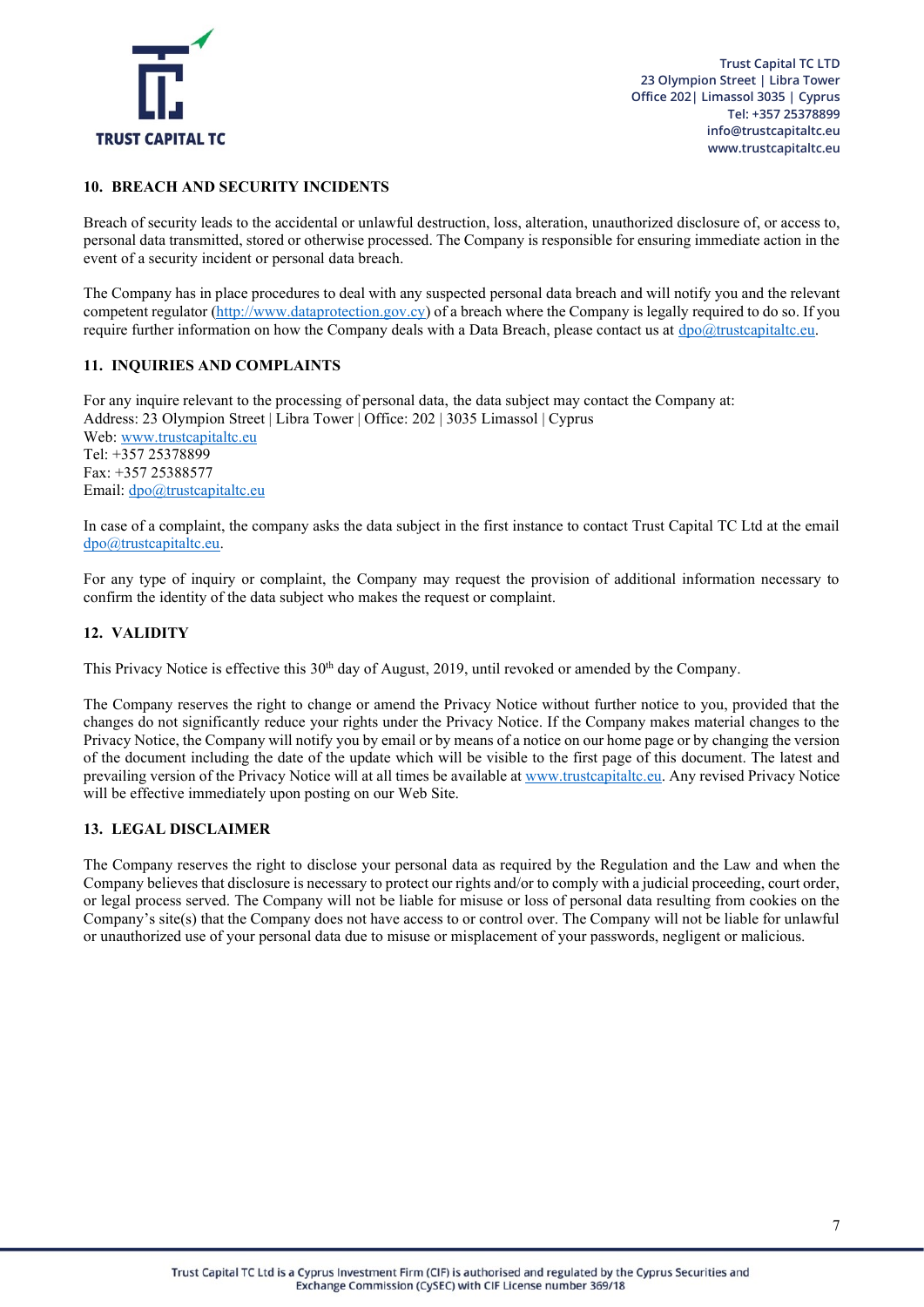## 10. BREACH AND SECURITY INCIDENTS

Breach of security leads to the accidental or unlawful destruction, loss, alteration, unauthorized disclosure of, or access to, personal data transmitted, stored or otherwise processed. The Company is responsible for ensuring immediate action in the event of a security incident or personal data breach.

The Company has in place procedures to deal with any suspected personal data breach and will notify you and the relevant competent regulator (http://www.dataprotection.gov.cy) of a breach where the Company is legally required to do so. If you require further information on how the Company deals with a Data Breach, please contact us at dpo@trustcapitaltc.eu.

## 11. INQUIRIES AND COMPLAINTS

For any inquire relevant to the processing of personal data, the data subject may contact the Company at:
Address: 23 Olympion Street | Libra Tower | Office: 202 | 3035 Limassol | Cyprus
Web: www.trustcapitaltc.eu
Tel: +357 25378899
Fax: +357 25388577
Email: dpo@trustcapitaltc.eu

In case of a complaint, the company asks the data subject in the first instance to contact Trust Capital TC Ltd at the email dpo@trustcapitaltc.eu.

For any type of inquiry or complaint, the Company may request the provision of additional information necessary to confirm the identity of the data subject who makes the request or complaint.

## 12. VALIDITY

This Privacy Notice is effective this 30th day of August, 2019, until revoked or amended by the Company.

The Company reserves the right to change or amend the Privacy Notice without further notice to you, provided that the changes do not significantly reduce your rights under the Privacy Notice. If the Company makes material changes to the Privacy Notice, the Company will notify you by email or by means of a notice on our home page or by changing the version of the document including the date of the update which will be visible to the first page of this document. The latest and prevailing version of the Privacy Notice will at all times be available at www.trustcapitaltc.eu. Any revised Privacy Notice will be effective immediately upon posting on our Web Site.

## 13. LEGAL DISCLAIMER

The Company reserves the right to disclose your personal data as required by the Regulation and the Law and when the Company believes that disclosure is necessary to protect our rights and/or to comply with a judicial proceeding, court order, or legal process served. The Company will not be liable for misuse or loss of personal data resulting from cookies on the Company's site(s) that the Company does not have access to or control over. The Company will not be liable for unlawful or unauthorized use of your personal data due to misuse or misplacement of your passwords, negligent or malicious.